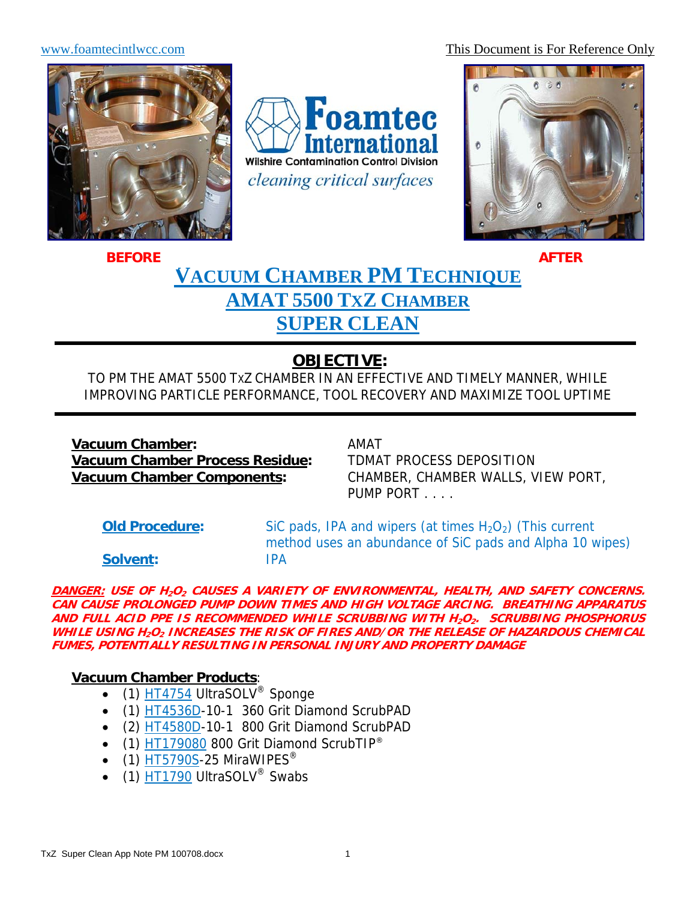www.foamtecintlwcc.com

This Document is For Reference Only

Foamtec International

Wilshire Contamination Control Division

*cleaning critical surfaces*

**BEFORE** **AFTER**

# VACUUM CHAMBER PM TECHNIQUE
# AMAT 5500 TXZ CHAMBER
# SUPER CLEAN

## OBJECTIVE:

TO PM THE AMAT 5500 TXZ CHAMBER IN AN EFFECTIVE AND TIMELY MANNER, WHILE IMPROVING PARTICLE PERFORMANCE, TOOL RECOVERY AND MAXIMIZE TOOL UPTIME

**Vacuum Chamber:** AMAT

**Vacuum Chamber Process Residue:** TDMAT PROCESS DEPOSITION

**Vacuum Chamber Components:** CHAMBER, CHAMBER WALLS, VIEW PORT, PUMP PORT . . . .

**Old Procedure:** SiC pads, IPA and wipers (at times $H_2O_2$) (This current method uses an abundance of SiC pads and Alpha 10 wipes)

**Solvent:** IPA

***DANGER:* USE OF $H_2O_2$ CAUSES A VARIETY OF ENVIRONMENTAL, HEALTH, AND SAFETY CONCERNS. CAN CAUSE PROLONGED PUMP DOWN TIMES AND HIGH VOLTAGE ARCING. BREATHING APPARATUS AND FULL ACID PPE IS RECOMMENDED WHILE SCRUBBING WITH $H_2O_2$. SCRUBBING PHOSPHORUS WHILE USING $H_2O_2$ INCREASES THE RISK OF FIRES AND/OR THE RELEASE OF HAZARDOUS CHEMICAL FUMES, POTENTIALLY RESULTING IN PERSONAL INJURY AND PROPERTY DAMAGE**

**Vacuum Chamber Products**:

- (1) HT4754 UltraSOLV® Sponge
- (1) HT4536D-10-1 360 Grit Diamond ScrubPAD
- (2) HT4580D-10-1 800 Grit Diamond ScrubPAD
- (1) HT179080 800 Grit Diamond ScrubTIP®
- (1) HT5790S-25 MiraWIPES®
- (1) HT1790 UltraSOLV® Swabs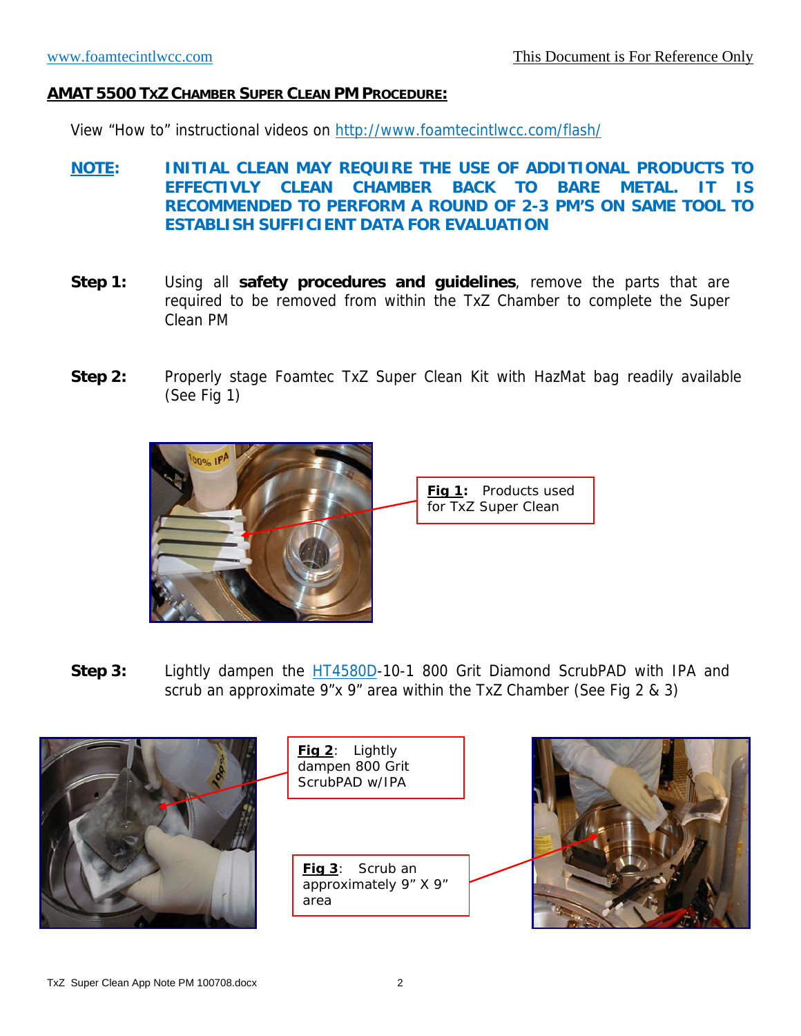## AMAT 5500 TXZ CHAMBER SUPER CLEAN PM PROCEDURE:

View "How to" instructional videos on http://www.foamtecintlwcc.com/flash/

**NOTE:** **INITIAL CLEAN MAY REQUIRE THE USE OF ADDITIONAL PRODUCTS TO EFFECTIVLY CLEAN CHAMBER BACK TO BARE METAL. IT IS RECOMMENDED TO PERFORM A ROUND OF 2-3 PM'S ON SAME TOOL TO ESTABLISH SUFFICIENT DATA FOR EVALUATION**

**Step 1:** Using all **safety procedures and guidelines**, remove the parts that are required to be removed from within the TxZ Chamber to complete the Super Clean PM

**Step 2:** Properly stage Foamtec TxZ Super Clean Kit with HazMat bag readily available (See Fig 1)

**Fig 1**: Products used for TxZ Super Clean

**Step 3:** Lightly dampen the HT4580D-10-1 800 Grit Diamond ScrubPAD with IPA and scrub an approximate 9"x 9" area within the TxZ Chamber (See Fig 2 & 3)

**Fig 2**: Lightly dampen 800 Grit ScrubPAD w/IPA

**Fig 3**: Scrub an approximately 9" X 9" area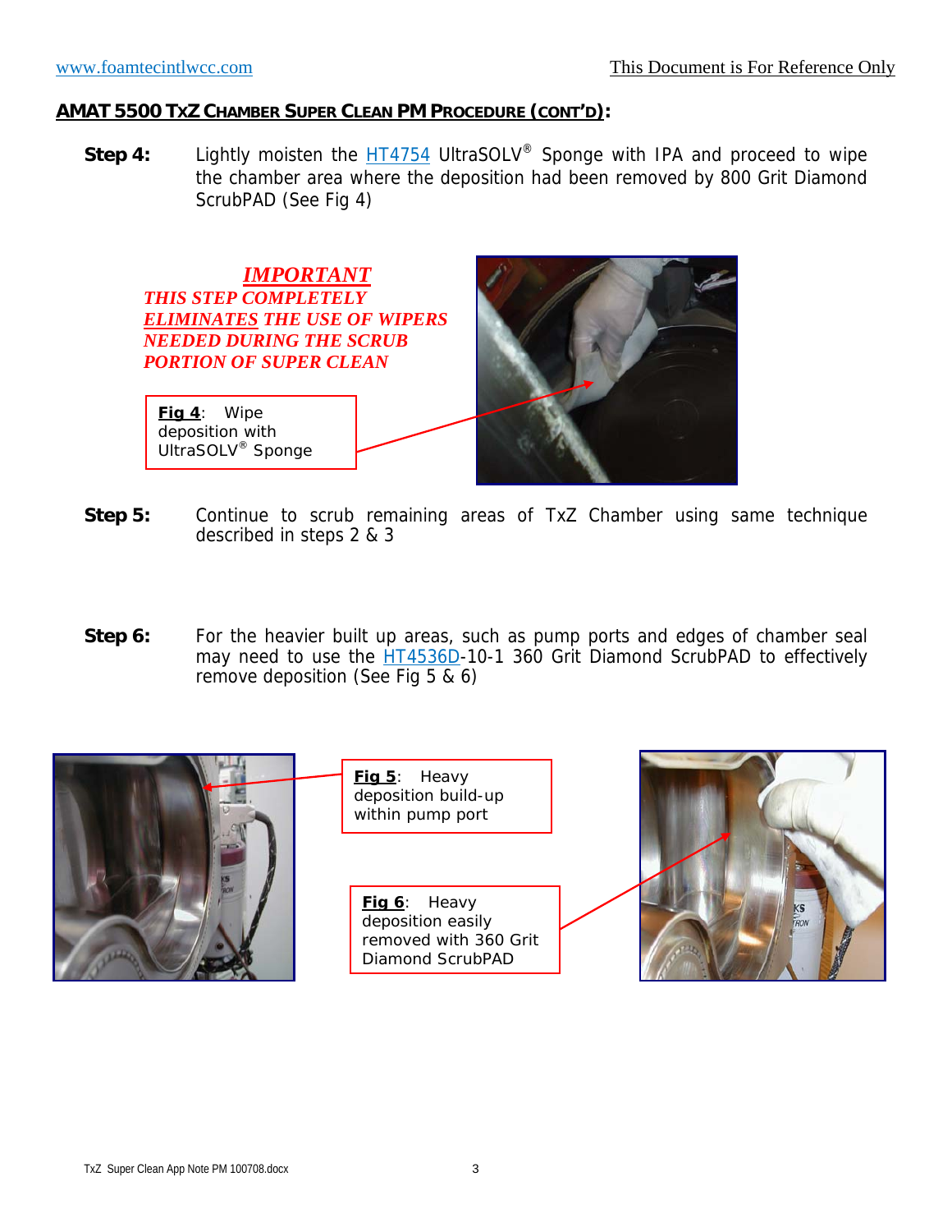## AMAT 5500 TXZ CHAMBER SUPER CLEAN PM PROCEDURE (CONT'D):

**Step 4:** Lightly moisten the HT4754 UltraSOLV® Sponge with IPA and proceed to wipe the chamber area where the deposition had been removed by 800 Grit Diamond ScrubPAD (See Fig 4)

***IMPORTANT***

***THIS STEP COMPLETELY ELIMINATES THE USE OF WIPERS NEEDED DURING THE SCRUB PORTION OF SUPER CLEAN***

**Fig 4**: Wipe deposition with UltraSOLV® Sponge

**Step 5:** Continue to scrub remaining areas of TxZ Chamber using same technique described in steps 2 & 3

**Step 6:** For the heavier built up areas, such as pump ports and edges of chamber seal may need to use the HT4536D-10-1 360 Grit Diamond ScrubPAD to effectively remove deposition (See Fig 5 & 6)

**Fig 5**: Heavy deposition build-up within pump port

**Fig 6**: Heavy deposition easily removed with 360 Grit Diamond ScrubPAD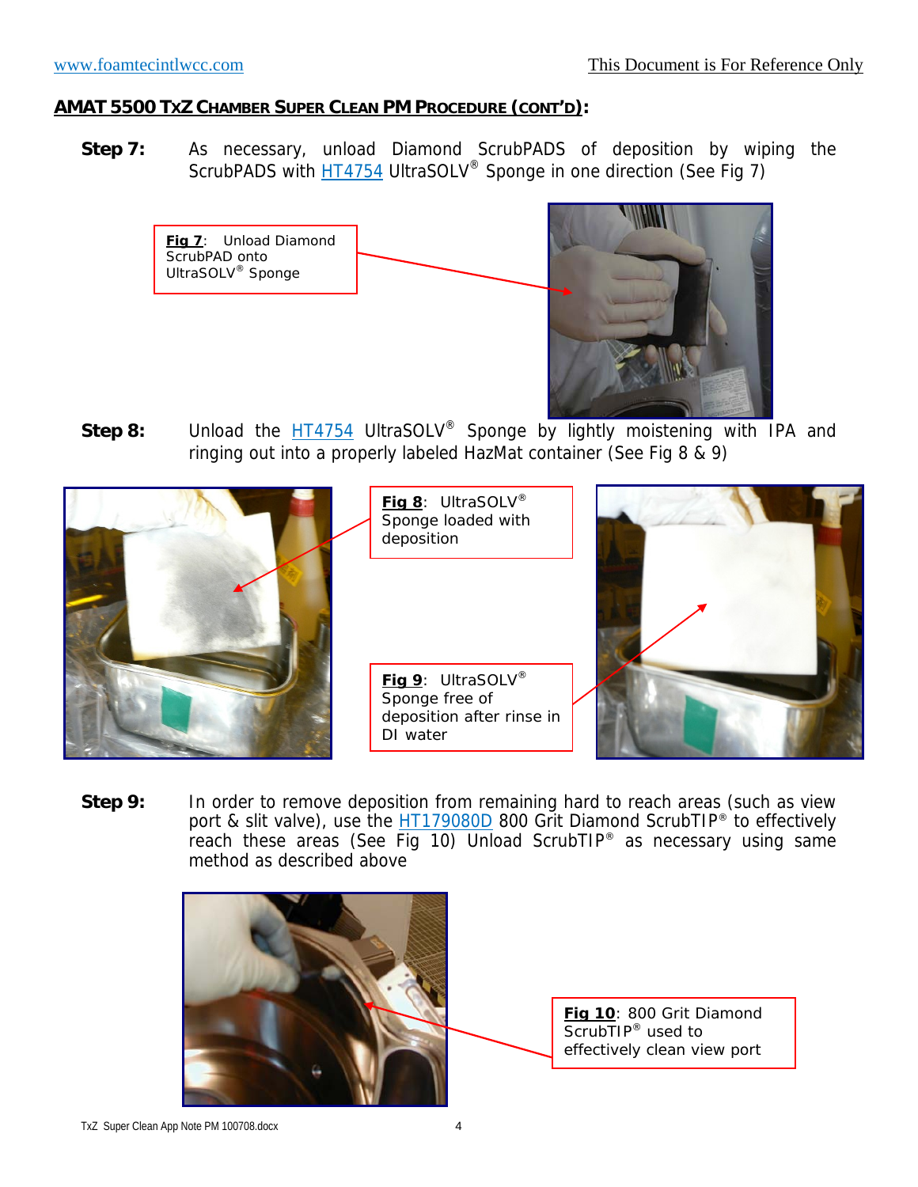## AMAT 5500 TxZ Chamber Super Clean PM Procedure (cont'd):

**Step 7:** As necessary, unload Diamond ScrubPADS of deposition by wiping the ScrubPADS with HT4754 UltraSOLV® Sponge in one direction (See Fig 7)

**Fig 7**: Unload Diamond ScrubPAD onto UltraSOLV® Sponge

**Step 8:** Unload the HT4754 UltraSOLV® Sponge by lightly moistening with IPA and ringing out into a properly labeled HazMat container (See Fig 8 & 9)

**Fig 8**: UltraSOLV® Sponge loaded with deposition

**Fig 9**: UltraSOLV® Sponge free of deposition after rinse in DI water

**Step 9:** In order to remove deposition from remaining hard to reach areas (such as view port & slit valve), use the HT179080D 800 Grit Diamond ScrubTIP® to effectively reach these areas (See Fig 10) Unload ScrubTIP® as necessary using same method as described above

**Fig 10**: 800 Grit Diamond ScrubTIP® used to effectively clean view port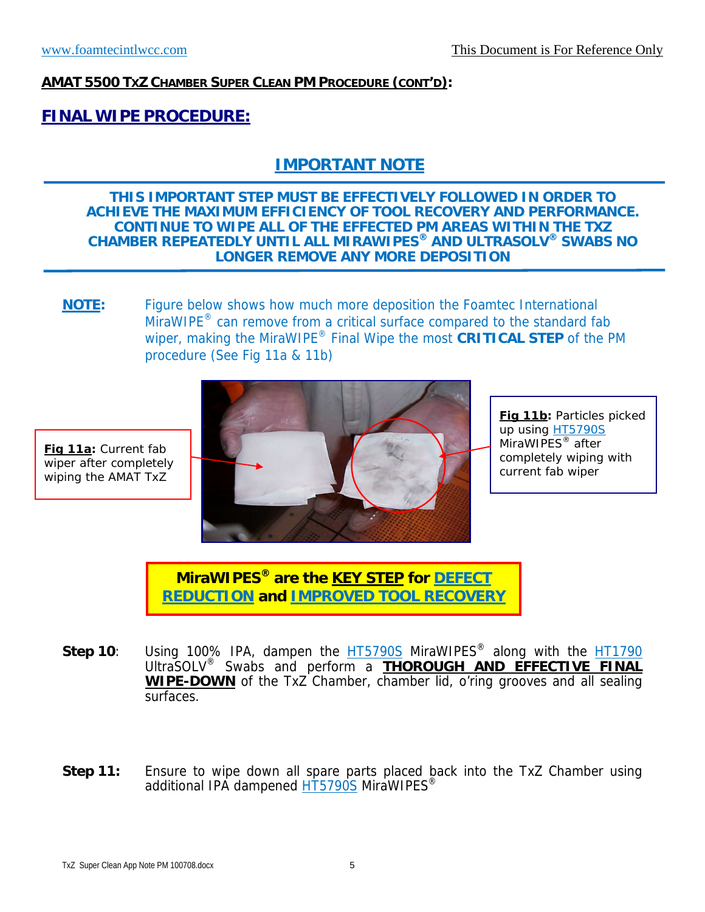**AMAT 5500 TXZ CHAMBER SUPER CLEAN PM PROCEDURE (CONT'D):**

## FINAL WIPE PROCEDURE:

### IMPORTANT NOTE

**THIS IMPORTANT STEP MUST BE EFFECTIVELY FOLLOWED IN ORDER TO ACHIEVE THE MAXIMUM EFFICIENCY OF TOOL RECOVERY AND PERFORMANCE. CONTINUE TO WIPE ALL OF THE EFFECTED PM AREAS WITHIN THE TXZ CHAMBER REPEATEDLY UNTIL ALL MIRAWIPES® AND ULTRASOLV® SWABS NO LONGER REMOVE ANY MORE DEPOSITION**

**NOTE:** Figure below shows how much more deposition the Foamtec International MiraWIPE® can remove from a critical surface compared to the standard fab wiper, making the MiraWIPE® Final Wipe the most **CRITICAL STEP** of the PM procedure (See Fig 11a & 11b)

**Fig 11a:** Current fab wiper after completely wiping the AMAT TxZ

**Fig 11b:** Particles picked up using HT5790S MiraWIPES® after completely wiping with current fab wiper

**MiraWIPES® are the KEY STEP for DEFECT REDUCTION and IMPROVED TOOL RECOVERY**

**Step 10**: Using 100% IPA, dampen the HT5790S MiraWIPES® along with the HT1790 UltraSOLV® Swabs and perform a **THOROUGH AND EFFECTIVE FINAL WIPE-DOWN** of the TxZ Chamber, chamber lid, o'ring grooves and all sealing surfaces.

**Step 11:** Ensure to wipe down all spare parts placed back into the TxZ Chamber using additional IPA dampened HT5790S MiraWIPES®